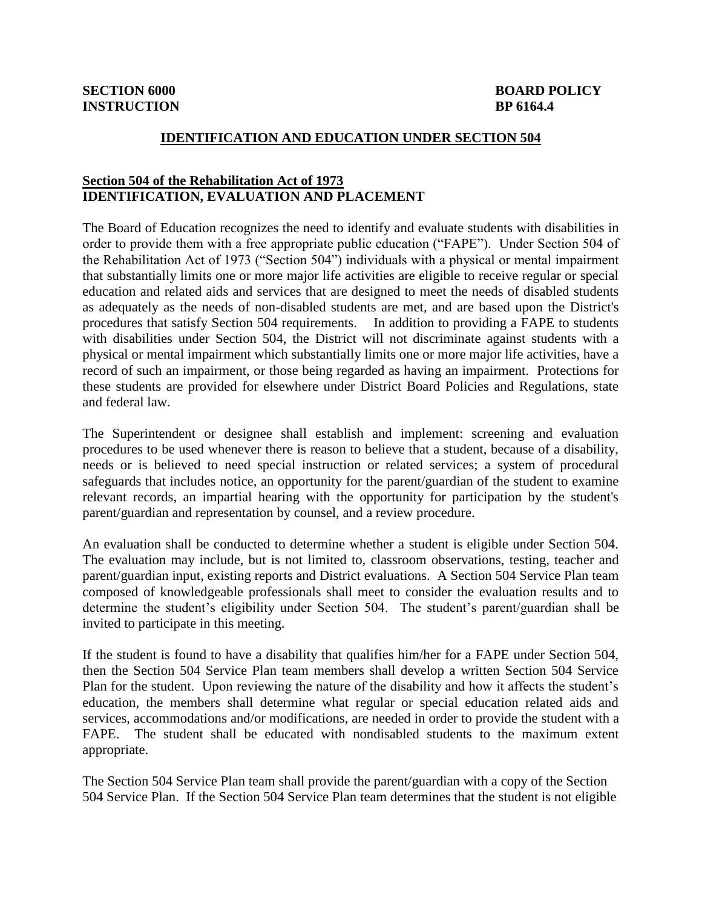**SECTION 6000** **BOARD POLICY**
**INSTRUCTION** **BP 6164.4**

## IDENTIFICATION AND EDUCATION UNDER SECTION 504

### Section 504 of the Rehabilitation Act of 1973
### IDENTIFICATION, EVALUATION AND PLACEMENT

The Board of Education recognizes the need to identify and evaluate students with disabilities in order to provide them with a free appropriate public education ("FAPE"). Under Section 504 of the Rehabilitation Act of 1973 ("Section 504") individuals with a physical or mental impairment that substantially limits one or more major life activities are eligible to receive regular or special education and related aids and services that are designed to meet the needs of disabled students as adequately as the needs of non-disabled students are met, and are based upon the District's procedures that satisfy Section 504 requirements. In addition to providing a FAPE to students with disabilities under Section 504, the District will not discriminate against students with a physical or mental impairment which substantially limits one or more major life activities, have a record of such an impairment, or those being regarded as having an impairment. Protections for these students are provided for elsewhere under District Board Policies and Regulations, state and federal law.

The Superintendent or designee shall establish and implement: screening and evaluation procedures to be used whenever there is reason to believe that a student, because of a disability, needs or is believed to need special instruction or related services; a system of procedural safeguards that includes notice, an opportunity for the parent/guardian of the student to examine relevant records, an impartial hearing with the opportunity for participation by the student's parent/guardian and representation by counsel, and a review procedure.

An evaluation shall be conducted to determine whether a student is eligible under Section 504. The evaluation may include, but is not limited to, classroom observations, testing, teacher and parent/guardian input, existing reports and District evaluations. A Section 504 Service Plan team composed of knowledgeable professionals shall meet to consider the evaluation results and to determine the student's eligibility under Section 504. The student's parent/guardian shall be invited to participate in this meeting.

If the student is found to have a disability that qualifies him/her for a FAPE under Section 504, then the Section 504 Service Plan team members shall develop a written Section 504 Service Plan for the student. Upon reviewing the nature of the disability and how it affects the student's education, the members shall determine what regular or special education related aids and services, accommodations and/or modifications, are needed in order to provide the student with a FAPE. The student shall be educated with nondisabled students to the maximum extent appropriate.

The Section 504 Service Plan team shall provide the parent/guardian with a copy of the Section 504 Service Plan. If the Section 504 Service Plan team determines that the student is not eligible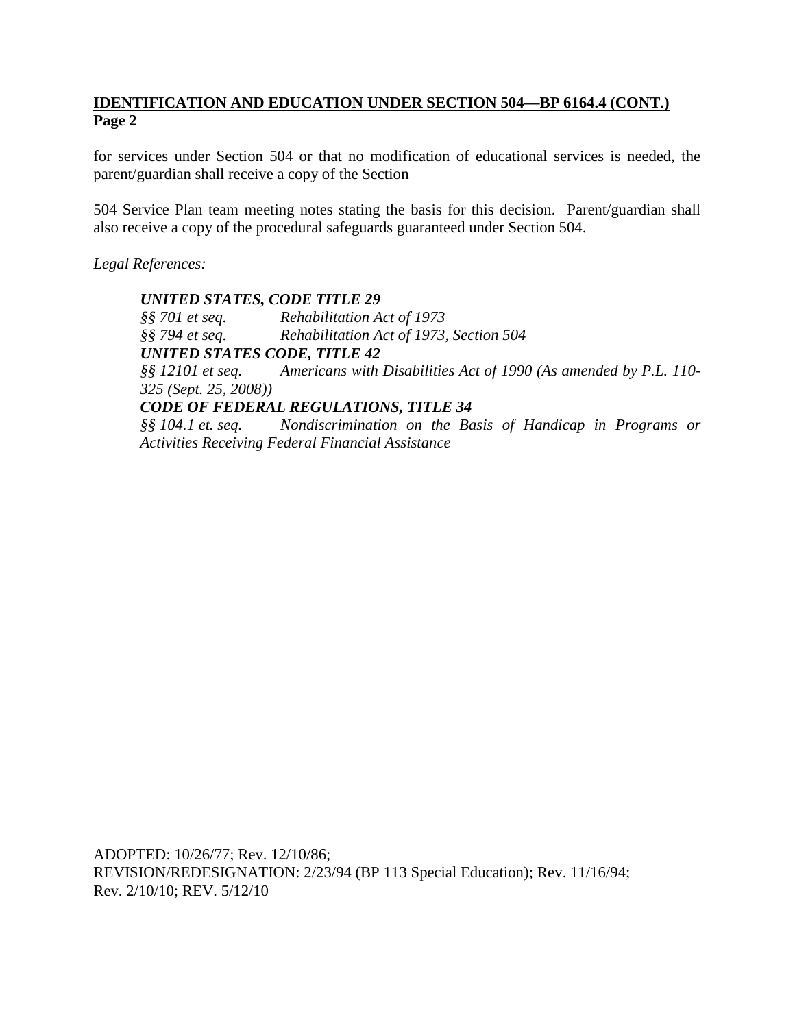for services under Section 504 or that no modification of educational services is needed, the parent/guardian shall receive a copy of the Section

504 Service Plan team meeting notes stating the basis for this decision. Parent/guardian shall also receive a copy of the procedural safeguards guaranteed under Section 504.

*Legal References:*

> ***UNITED STATES, CODE TITLE 29***
> *§§ 701 et seq.* *Rehabilitation Act of 1973*
> *§§ 794 et seq.* *Rehabilitation Act of 1973, Section 504*
> ***UNITED STATES CODE, TITLE 42***
> *§§ 12101 et seq.* *Americans with Disabilities Act of 1990 (As amended by P.L. 110-325 (Sept. 25, 2008))*
> ***CODE OF FEDERAL REGULATIONS, TITLE 34***
> *§§ 104.1 et. seq.* *Nondiscrimination on the Basis of Handicap in Programs or Activities Receiving Federal Financial Assistance*

ADOPTED: 10/26/77; Rev. 12/10/86;
REVISION/REDESIGNATION: 2/23/94 (BP 113 Special Education); Rev. 11/16/94;
Rev. 2/10/10; REV. 5/12/10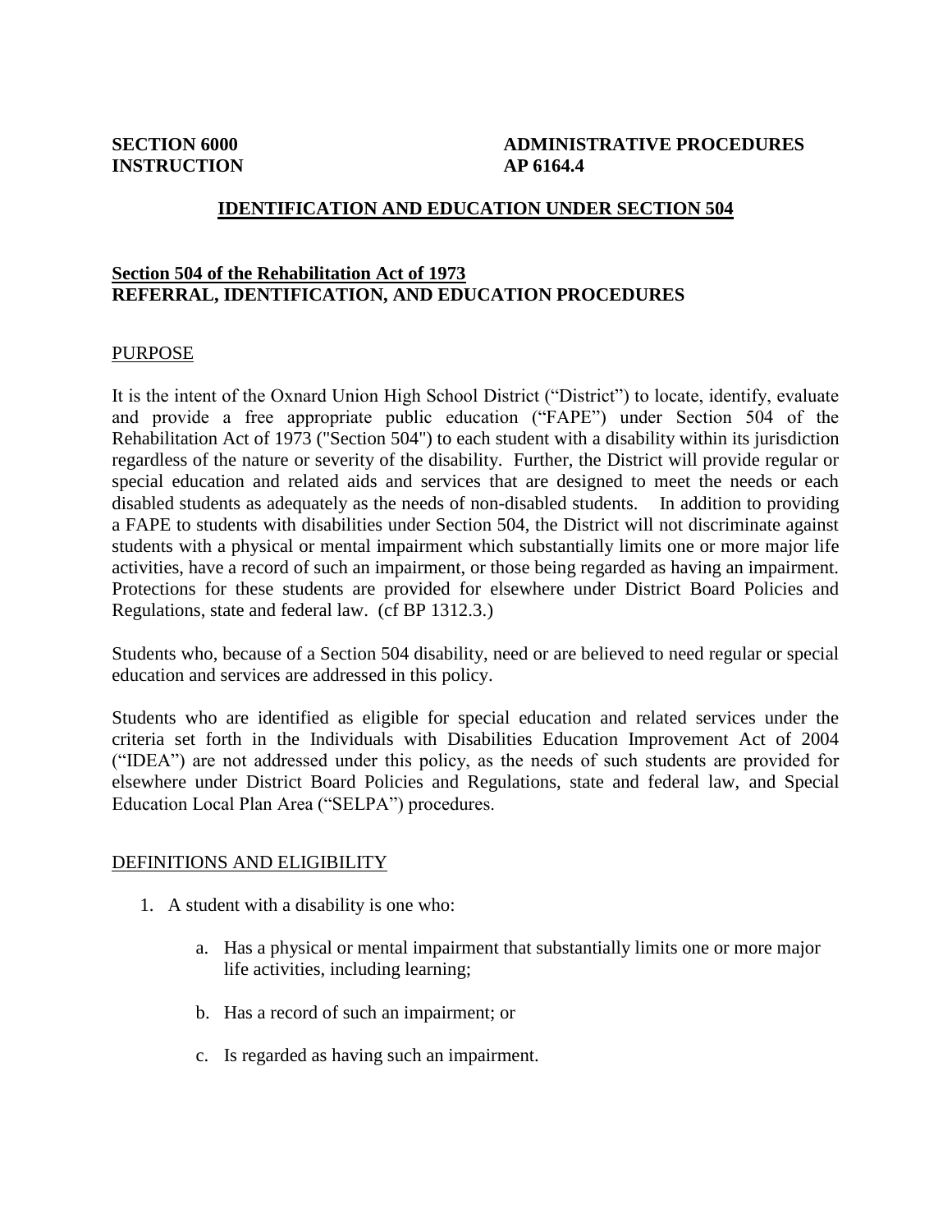**SECTION 6000** **ADMINISTRATIVE PROCEDURES**
**INSTRUCTION** **AP 6164.4**

# IDENTIFICATION AND EDUCATION UNDER SECTION 504

## Section 504 of the Rehabilitation Act of 1973
## REFERRAL, IDENTIFICATION, AND EDUCATION PROCEDURES

### PURPOSE

It is the intent of the Oxnard Union High School District ("District") to locate, identify, evaluate and provide a free appropriate public education ("FAPE") under Section 504 of the Rehabilitation Act of 1973 ("Section 504") to each student with a disability within its jurisdiction regardless of the nature or severity of the disability. Further, the District will provide regular or special education and related aids and services that are designed to meet the needs or each disabled students as adequately as the needs of non-disabled students. In addition to providing a FAPE to students with disabilities under Section 504, the District will not discriminate against students with a physical or mental impairment which substantially limits one or more major life activities, have a record of such an impairment, or those being regarded as having an impairment. Protections for these students are provided for elsewhere under District Board Policies and Regulations, state and federal law. (cf BP 1312.3.)

Students who, because of a Section 504 disability, need or are believed to need regular or special education and services are addressed in this policy.

Students who are identified as eligible for special education and related services under the criteria set forth in the Individuals with Disabilities Education Improvement Act of 2004 ("IDEA") are not addressed under this policy, as the needs of such students are provided for elsewhere under District Board Policies and Regulations, state and federal law, and Special Education Local Plan Area ("SELPA") procedures.

### DEFINITIONS AND ELIGIBILITY

1. A student with a disability is one who:

    a. Has a physical or mental impairment that substantially limits one or more major life activities, including learning;

    b. Has a record of such an impairment; or

    c. Is regarded as having such an impairment.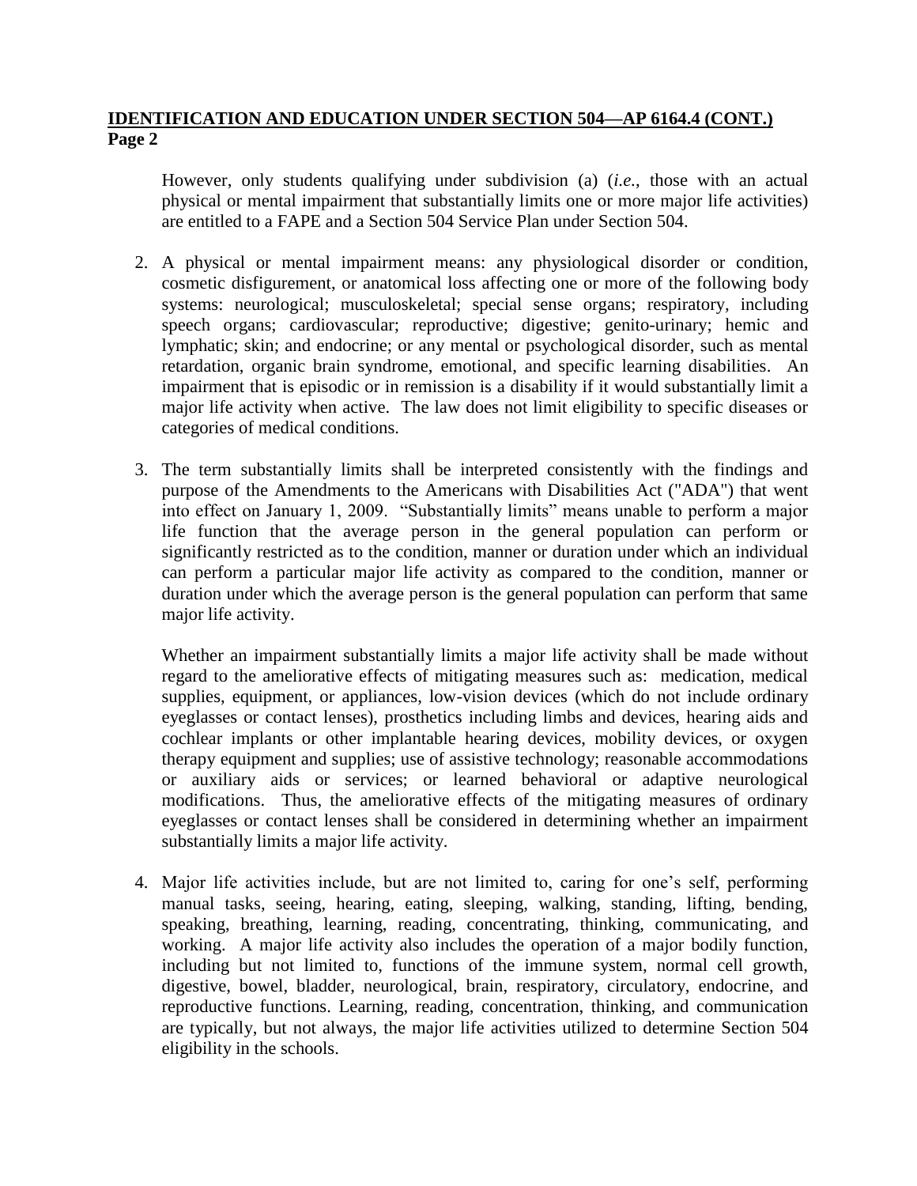However, only students qualifying under subdivision (a) (*i.e.*, those with an actual physical or mental impairment that substantially limits one or more major life activities) are entitled to a FAPE and a Section 504 Service Plan under Section 504.

2. A physical or mental impairment means: any physiological disorder or condition, cosmetic disfigurement, or anatomical loss affecting one or more of the following body systems: neurological; musculoskeletal; special sense organs; respiratory, including speech organs; cardiovascular; reproductive; digestive; genito-urinary; hemic and lymphatic; skin; and endocrine; or any mental or psychological disorder, such as mental retardation, organic brain syndrome, emotional, and specific learning disabilities. An impairment that is episodic or in remission is a disability if it would substantially limit a major life activity when active. The law does not limit eligibility to specific diseases or categories of medical conditions.

3. The term substantially limits shall be interpreted consistently with the findings and purpose of the Amendments to the Americans with Disabilities Act ("ADA") that went into effect on January 1, 2009. "Substantially limits" means unable to perform a major life function that the average person in the general population can perform or significantly restricted as to the condition, manner or duration under which an individual can perform a particular major life activity as compared to the condition, manner or duration under which the average person is the general population can perform that same major life activity.

   Whether an impairment substantially limits a major life activity shall be made without regard to the ameliorative effects of mitigating measures such as: medication, medical supplies, equipment, or appliances, low-vision devices (which do not include ordinary eyeglasses or contact lenses), prosthetics including limbs and devices, hearing aids and cochlear implants or other implantable hearing devices, mobility devices, or oxygen therapy equipment and supplies; use of assistive technology; reasonable accommodations or auxiliary aids or services; or learned behavioral or adaptive neurological modifications. Thus, the ameliorative effects of the mitigating measures of ordinary eyeglasses or contact lenses shall be considered in determining whether an impairment substantially limits a major life activity.

4. Major life activities include, but are not limited to, caring for one's self, performing manual tasks, seeing, hearing, eating, sleeping, walking, standing, lifting, bending, speaking, breathing, learning, reading, concentrating, thinking, communicating, and working. A major life activity also includes the operation of a major bodily function, including but not limited to, functions of the immune system, normal cell growth, digestive, bowel, bladder, neurological, brain, respiratory, circulatory, endocrine, and reproductive functions. Learning, reading, concentration, thinking, and communication are typically, but not always, the major life activities utilized to determine Section 504 eligibility in the schools.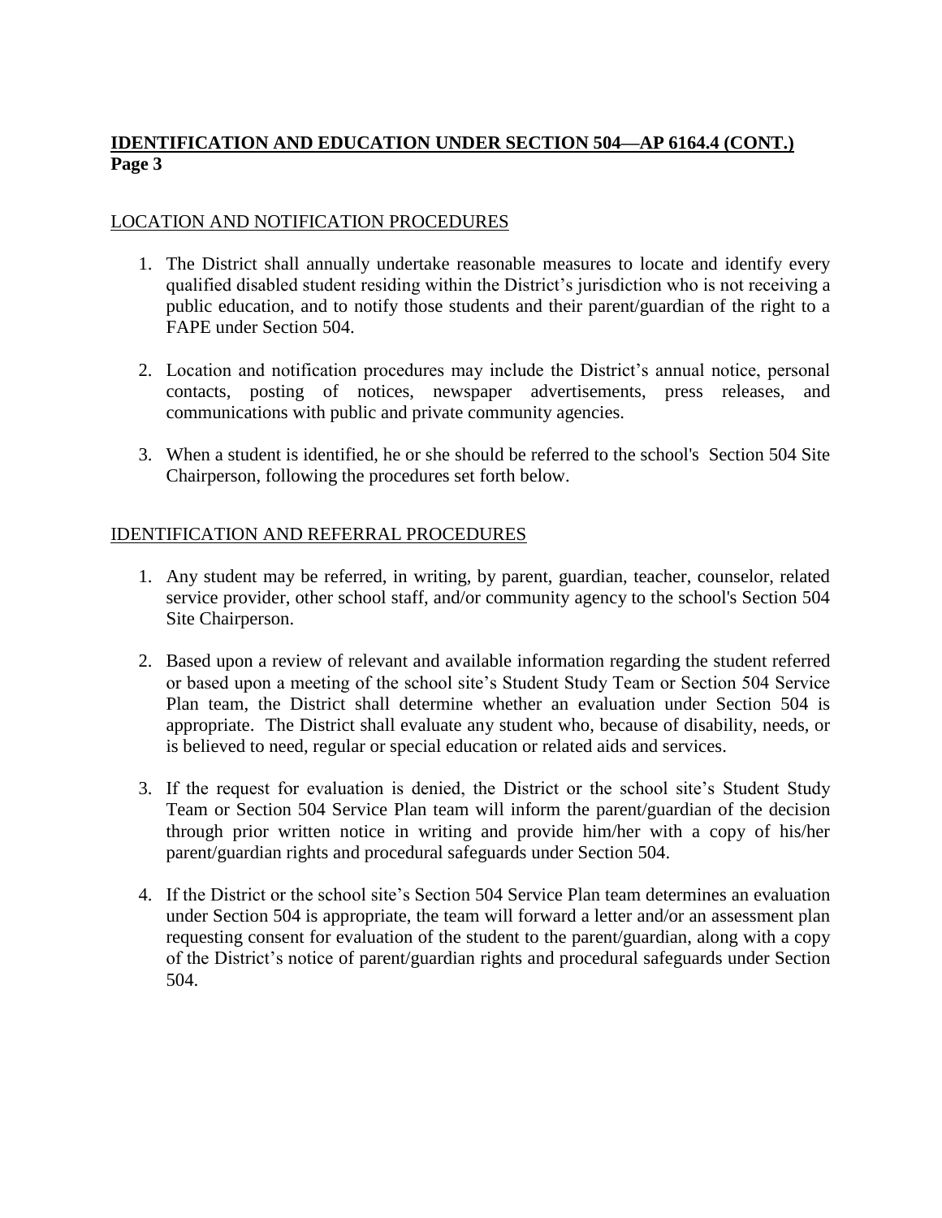**IDENTIFICATION AND EDUCATION UNDER SECTION 504—AP 6164.4 (CONT.)**
**Page 3**

LOCATION AND NOTIFICATION PROCEDURES

1. The District shall annually undertake reasonable measures to locate and identify every qualified disabled student residing within the District's jurisdiction who is not receiving a public education, and to notify those students and their parent/guardian of the right to a FAPE under Section 504.

2. Location and notification procedures may include the District's annual notice, personal contacts, posting of notices, newspaper advertisements, press releases, and communications with public and private community agencies.

3. When a student is identified, he or she should be referred to the school's Section 504 Site Chairperson, following the procedures set forth below.

IDENTIFICATION AND REFERRAL PROCEDURES

1. Any student may be referred, in writing, by parent, guardian, teacher, counselor, related service provider, other school staff, and/or community agency to the school's Section 504 Site Chairperson.

2. Based upon a review of relevant and available information regarding the student referred or based upon a meeting of the school site's Student Study Team or Section 504 Service Plan team, the District shall determine whether an evaluation under Section 504 is appropriate. The District shall evaluate any student who, because of disability, needs, or is believed to need, regular or special education or related aids and services.

3. If the request for evaluation is denied, the District or the school site's Student Study Team or Section 504 Service Plan team will inform the parent/guardian of the decision through prior written notice in writing and provide him/her with a copy of his/her parent/guardian rights and procedural safeguards under Section 504.

4. If the District or the school site's Section 504 Service Plan team determines an evaluation under Section 504 is appropriate, the team will forward a letter and/or an assessment plan requesting consent for evaluation of the student to the parent/guardian, along with a copy of the District's notice of parent/guardian rights and procedural safeguards under Section 504.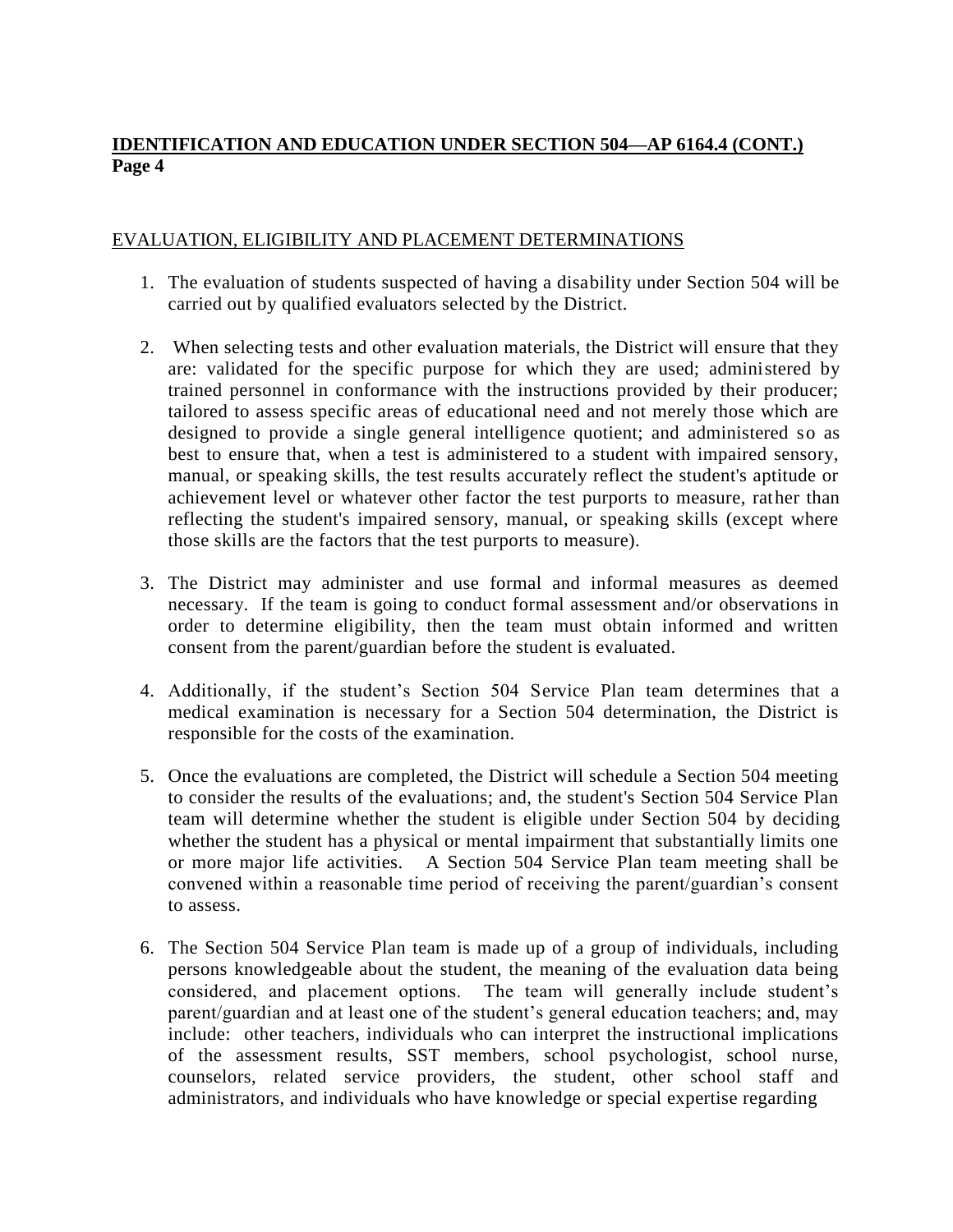## EVALUATION, ELIGIBILITY AND PLACEMENT DETERMINATIONS

1. The evaluation of students suspected of having a disability under Section 504 will be carried out by qualified evaluators selected by the District.

2. When selecting tests and other evaluation materials, the District will ensure that they are: validated for the specific purpose for which they are used; administered by trained personnel in conformance with the instructions provided by their producer; tailored to assess specific areas of educational need and not merely those which are designed to provide a single general intelligence quotient; and administered so as best to ensure that, when a test is administered to a student with impaired sensory, manual, or speaking skills, the test results accurately reflect the student's aptitude or achievement level or whatever other factor the test purports to measure, rather than reflecting the student's impaired sensory, manual, or speaking skills (except where those skills are the factors that the test purports to measure).

3. The District may administer and use formal and informal measures as deemed necessary. If the team is going to conduct formal assessment and/or observations in order to determine eligibility, then the team must obtain informed and written consent from the parent/guardian before the student is evaluated.

4. Additionally, if the student's Section 504 Service Plan team determines that a medical examination is necessary for a Section 504 determination, the District is responsible for the costs of the examination.

5. Once the evaluations are completed, the District will schedule a Section 504 meeting to consider the results of the evaluations; and, the student's Section 504 Service Plan team will determine whether the student is eligible under Section 504 by deciding whether the student has a physical or mental impairment that substantially limits one or more major life activities. A Section 504 Service Plan team meeting shall be convened within a reasonable time period of receiving the parent/guardian's consent to assess.

6. The Section 504 Service Plan team is made up of a group of individuals, including persons knowledgeable about the student, the meaning of the evaluation data being considered, and placement options. The team will generally include student's parent/guardian and at least one of the student's general education teachers; and, may include: other teachers, individuals who can interpret the instructional implications of the assessment results, SST members, school psychologist, school nurse, counselors, related service providers, the student, other school staff and administrators, and individuals who have knowledge or special expertise regarding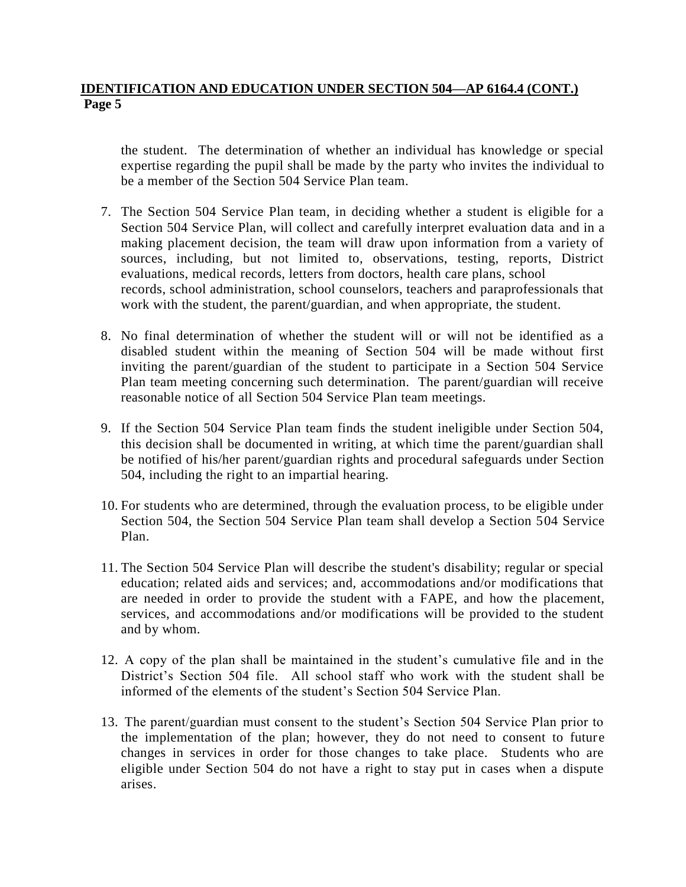the student. The determination of whether an individual has knowledge or special expertise regarding the pupil shall be made by the party who invites the individual to be a member of the Section 504 Service Plan team.

7. The Section 504 Service Plan team, in deciding whether a student is eligible for a Section 504 Service Plan, will collect and carefully interpret evaluation data and in a making placement decision, the team will draw upon information from a variety of sources, including, but not limited to, observations, testing, reports, District evaluations, medical records, letters from doctors, health care plans, school records, school administration, school counselors, teachers and paraprofessionals that work with the student, the parent/guardian, and when appropriate, the student.

8. No final determination of whether the student will or will not be identified as a disabled student within the meaning of Section 504 will be made without first inviting the parent/guardian of the student to participate in a Section 504 Service Plan team meeting concerning such determination. The parent/guardian will receive reasonable notice of all Section 504 Service Plan team meetings.

9. If the Section 504 Service Plan team finds the student ineligible under Section 504, this decision shall be documented in writing, at which time the parent/guardian shall be notified of his/her parent/guardian rights and procedural safeguards under Section 504, including the right to an impartial hearing.

10. For students who are determined, through the evaluation process, to be eligible under Section 504, the Section 504 Service Plan team shall develop a Section 504 Service Plan.

11. The Section 504 Service Plan will describe the student's disability; regular or special education; related aids and services; and, accommodations and/or modifications that are needed in order to provide the student with a FAPE, and how the placement, services, and accommodations and/or modifications will be provided to the student and by whom.

12. A copy of the plan shall be maintained in the student's cumulative file and in the District's Section 504 file. All school staff who work with the student shall be informed of the elements of the student's Section 504 Service Plan.

13. The parent/guardian must consent to the student's Section 504 Service Plan prior to the implementation of the plan; however, they do not need to consent to future changes in services in order for those changes to take place. Students who are eligible under Section 504 do not have a right to stay put in cases when a dispute arises.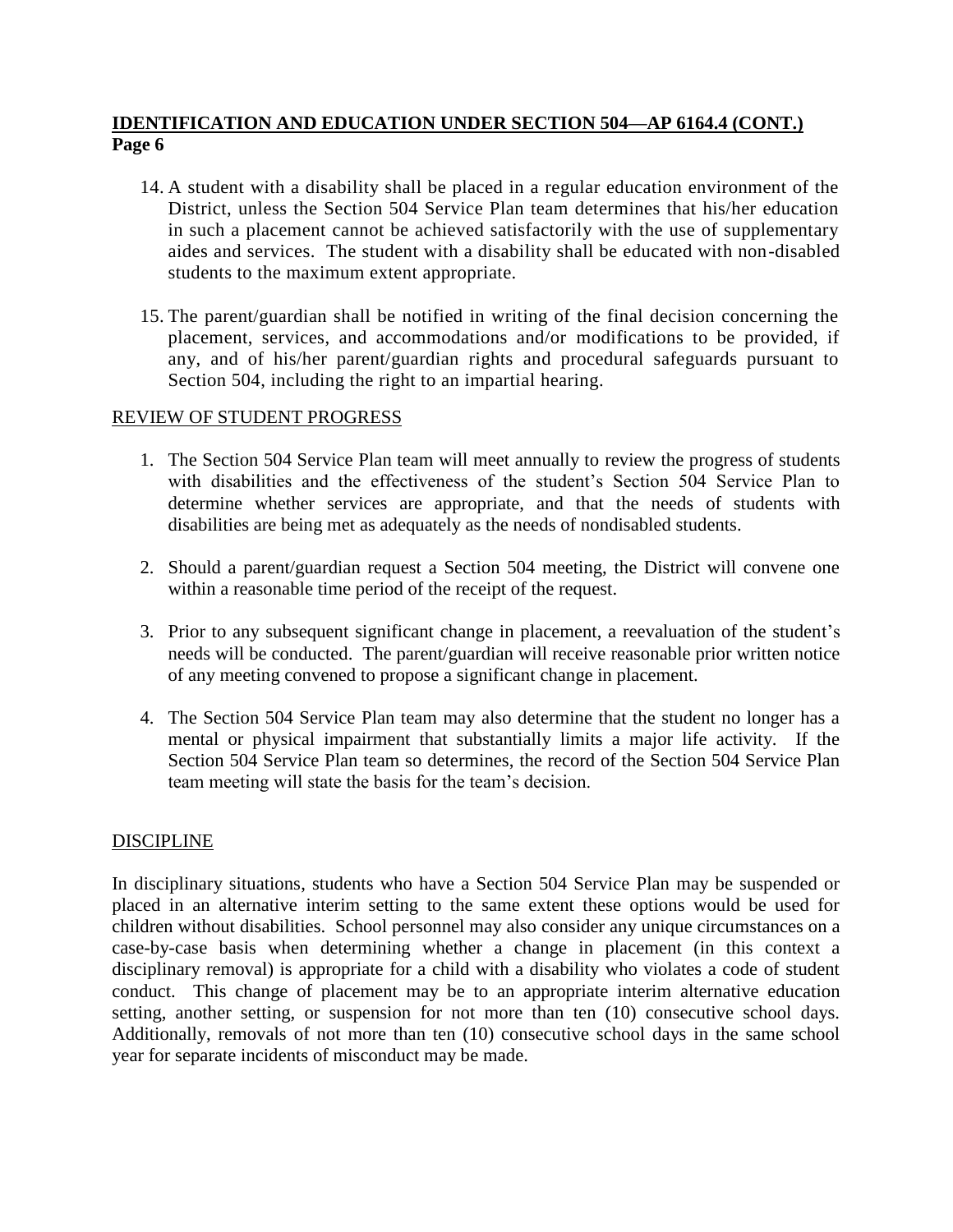14. A student with a disability shall be placed in a regular education environment of the District, unless the Section 504 Service Plan team determines that his/her education in such a placement cannot be achieved satisfactorily with the use of supplementary aides and services. The student with a disability shall be educated with non-disabled students to the maximum extent appropriate.

15. The parent/guardian shall be notified in writing of the final decision concerning the placement, services, and accommodations and/or modifications to be provided, if any, and of his/her parent/guardian rights and procedural safeguards pursuant to Section 504, including the right to an impartial hearing.

## REVIEW OF STUDENT PROGRESS

1. The Section 504 Service Plan team will meet annually to review the progress of students with disabilities and the effectiveness of the student's Section 504 Service Plan to determine whether services are appropriate, and that the needs of students with disabilities are being met as adequately as the needs of nondisabled students.

2. Should a parent/guardian request a Section 504 meeting, the District will convene one within a reasonable time period of the receipt of the request.

3. Prior to any subsequent significant change in placement, a reevaluation of the student's needs will be conducted. The parent/guardian will receive reasonable prior written notice of any meeting convened to propose a significant change in placement.

4. The Section 504 Service Plan team may also determine that the student no longer has a mental or physical impairment that substantially limits a major life activity. If the Section 504 Service Plan team so determines, the record of the Section 504 Service Plan team meeting will state the basis for the team's decision.

## DISCIPLINE

In disciplinary situations, students who have a Section 504 Service Plan may be suspended or placed in an alternative interim setting to the same extent these options would be used for children without disabilities. School personnel may also consider any unique circumstances on a case-by-case basis when determining whether a change in placement (in this context a disciplinary removal) is appropriate for a child with a disability who violates a code of student conduct. This change of placement may be to an appropriate interim alternative education setting, another setting, or suspension for not more than ten (10) consecutive school days. Additionally, removals of not more than ten (10) consecutive school days in the same school year for separate incidents of misconduct may be made.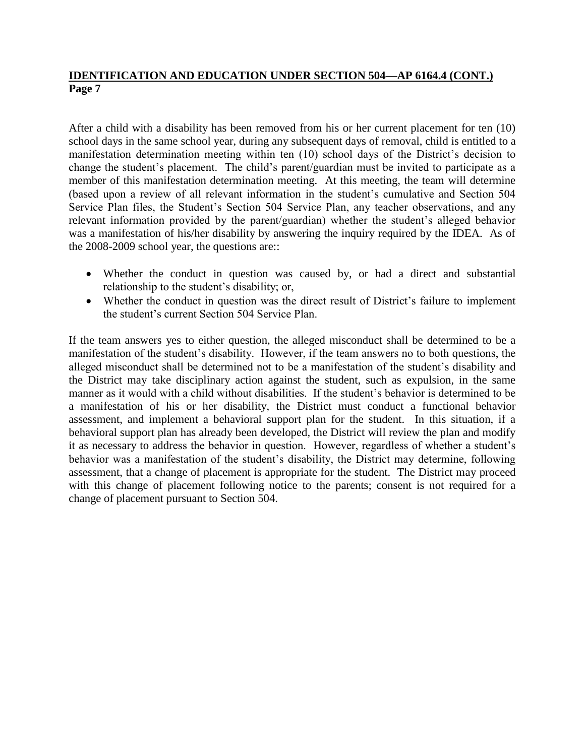After a child with a disability has been removed from his or her current placement for ten (10) school days in the same school year, during any subsequent days of removal, child is entitled to a manifestation determination meeting within ten (10) school days of the District's decision to change the student's placement. The child's parent/guardian must be invited to participate as a member of this manifestation determination meeting. At this meeting, the team will determine (based upon a review of all relevant information in the student's cumulative and Section 504 Service Plan files, the Student's Section 504 Service Plan, any teacher observations, and any relevant information provided by the parent/guardian) whether the student's alleged behavior was a manifestation of his/her disability by answering the inquiry required by the IDEA. As of the 2008-2009 school year, the questions are::

- Whether the conduct in question was caused by, or had a direct and substantial relationship to the student's disability; or,
- Whether the conduct in question was the direct result of District's failure to implement the student's current Section 504 Service Plan.

If the team answers yes to either question, the alleged misconduct shall be determined to be a manifestation of the student's disability. However, if the team answers no to both questions, the alleged misconduct shall be determined not to be a manifestation of the student's disability and the District may take disciplinary action against the student, such as expulsion, in the same manner as it would with a child without disabilities. If the student's behavior is determined to be a manifestation of his or her disability, the District must conduct a functional behavior assessment, and implement a behavioral support plan for the student. In this situation, if a behavioral support plan has already been developed, the District will review the plan and modify it as necessary to address the behavior in question. However, regardless of whether a student's behavior was a manifestation of the student's disability, the District may determine, following assessment, that a change of placement is appropriate for the student. The District may proceed with this change of placement following notice to the parents; consent is not required for a change of placement pursuant to Section 504.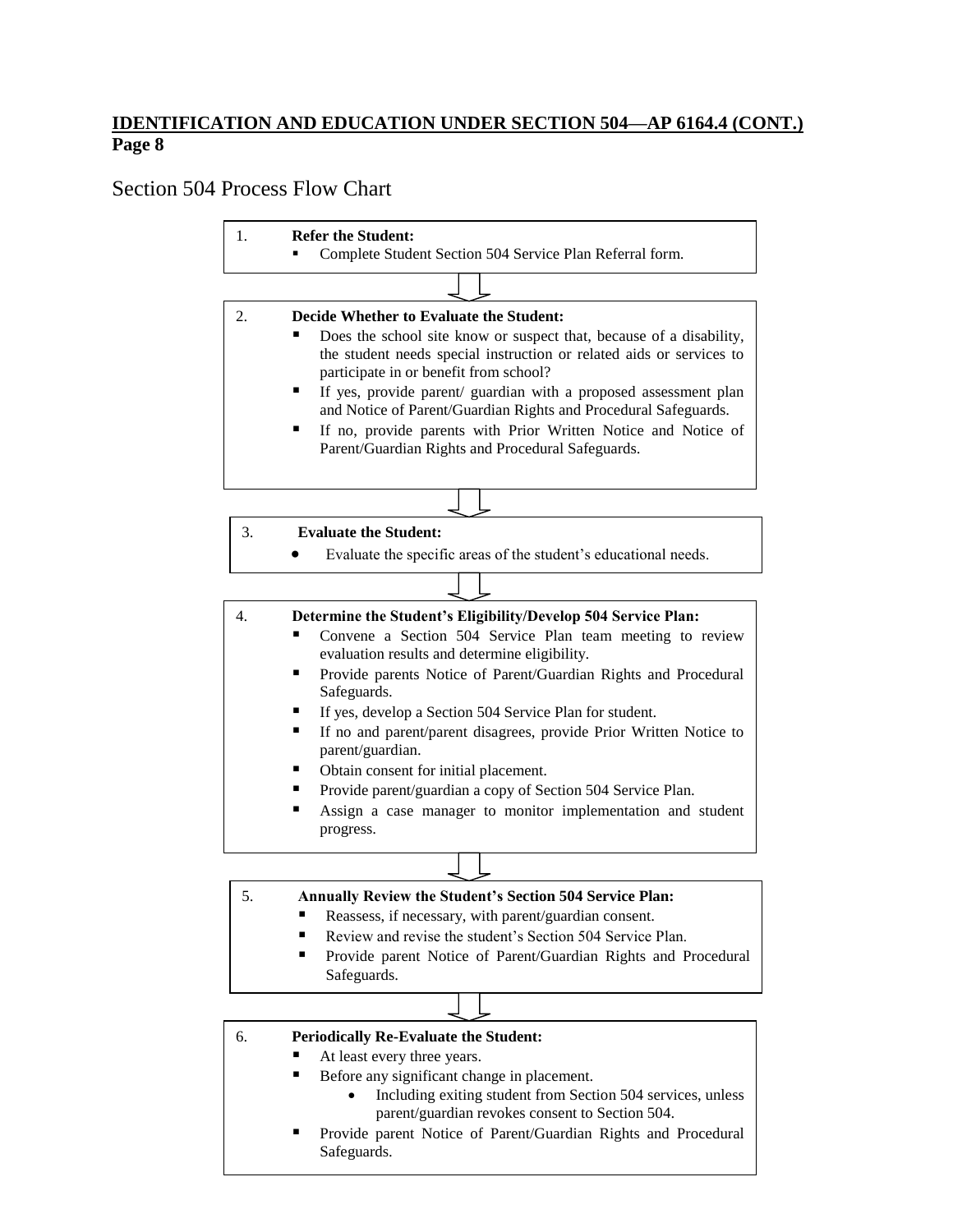**IDENTIFICATION AND EDUCATION UNDER SECTION 504—AP 6164.4 (CONT.)**
**Page 8**

## Section 504 Process Flow Chart

1. **Refer the Student:**
   - Complete Student Section 504 Service Plan Referral form.

2. **Decide Whether to Evaluate the Student:**
   - Does the school site know or suspect that, because of a disability, the student needs special instruction or related aids or services to participate in or benefit from school?
   - If yes, provide parent/ guardian with a proposed assessment plan and Notice of Parent/Guardian Rights and Procedural Safeguards.
   - If no, provide parents with Prior Written Notice and Notice of Parent/Guardian Rights and Procedural Safeguards.

3. **Evaluate the Student:**
   - Evaluate the specific areas of the student's educational needs.

4. **Determine the Student's Eligibility/Develop 504 Service Plan:**
   - Convene a Section 504 Service Plan team meeting to review evaluation results and determine eligibility.
   - Provide parents Notice of Parent/Guardian Rights and Procedural Safeguards.
   - If yes, develop a Section 504 Service Plan for student.
   - If no and parent/parent disagrees, provide Prior Written Notice to parent/guardian.
   - Obtain consent for initial placement.
   - Provide parent/guardian a copy of Section 504 Service Plan.
   - Assign a case manager to monitor implementation and student progress.

5. **Annually Review the Student's Section 504 Service Plan:**
   - Reassess, if necessary, with parent/guardian consent.
   - Review and revise the student's Section 504 Service Plan.
   - Provide parent Notice of Parent/Guardian Rights and Procedural Safeguards.

6. **Periodically Re-Evaluate the Student:**
   - At least every three years.
   - Before any significant change in placement.
     - Including exiting student from Section 504 services, unless parent/guardian revokes consent to Section 504.
   - Provide parent Notice of Parent/Guardian Rights and Procedural Safeguards.